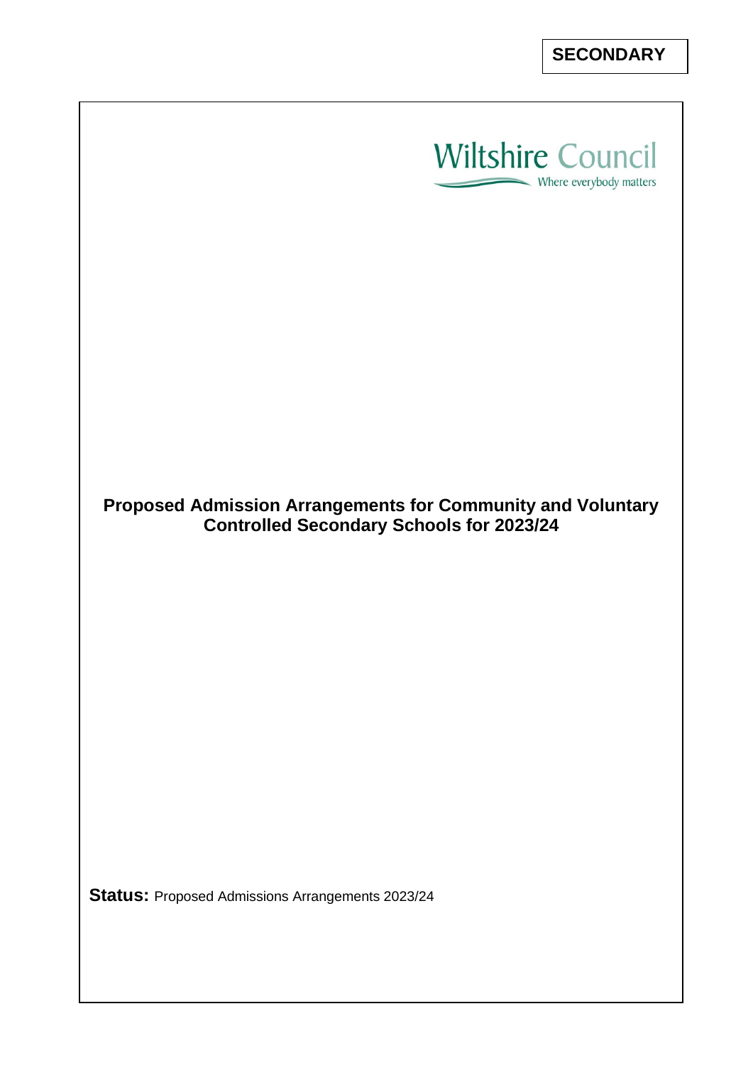**SECONDARY**

Wiltshire Council

Where everybody matters

# Proposed Admission Arrangements for Community and Voluntary Controlled Secondary Schools for 2023/24

**Status:** Proposed Admissions Arrangements 2023/24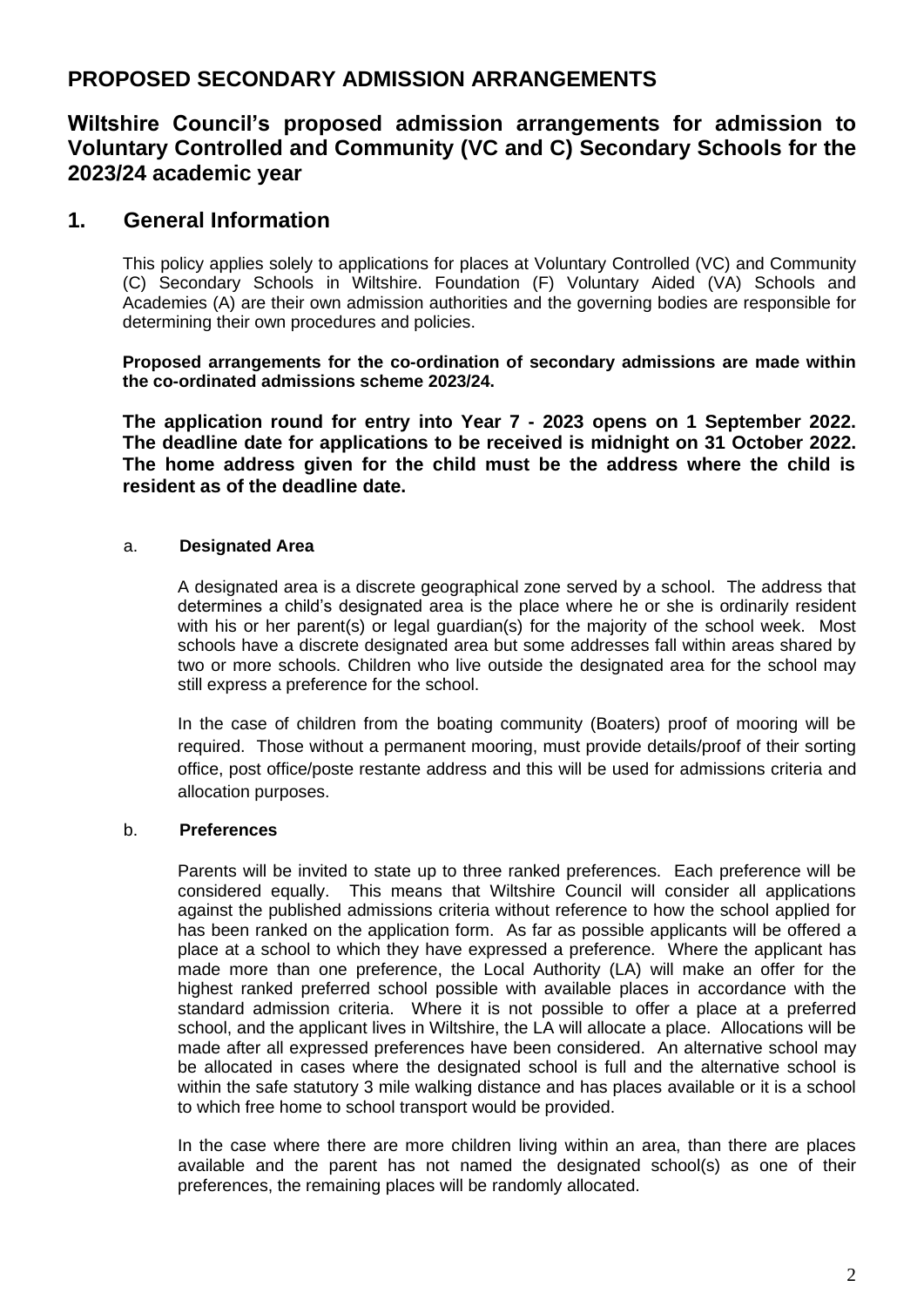# PROPOSED SECONDARY ADMISSION ARRANGEMENTS

## Wiltshire Council's proposed admission arrangements for admission to Voluntary Controlled and Community (VC and C) Secondary Schools for the 2023/24 academic year

## 1. General Information

This policy applies solely to applications for places at Voluntary Controlled (VC) and Community (C) Secondary Schools in Wiltshire. Foundation (F) Voluntary Aided (VA) Schools and Academies (A) are their own admission authorities and the governing bodies are responsible for determining their own procedures and policies.

**Proposed arrangements for the co-ordination of secondary admissions are made within the co-ordinated admissions scheme 2023/24.**

**The application round for entry into Year 7 - 2023 opens on 1 September 2022. The deadline date for applications to be received is midnight on 31 October 2022. The home address given for the child must be the address where the child is resident as of the deadline date.**

### a. Designated Area

A designated area is a discrete geographical zone served by a school. The address that determines a child's designated area is the place where he or she is ordinarily resident with his or her parent(s) or legal guardian(s) for the majority of the school week. Most schools have a discrete designated area but some addresses fall within areas shared by two or more schools. Children who live outside the designated area for the school may still express a preference for the school.

In the case of children from the boating community (Boaters) proof of mooring will be required. Those without a permanent mooring, must provide details/proof of their sorting office, post office/poste restante address and this will be used for admissions criteria and allocation purposes.

### b. Preferences

Parents will be invited to state up to three ranked preferences. Each preference will be considered equally. This means that Wiltshire Council will consider all applications against the published admissions criteria without reference to how the school applied for has been ranked on the application form. As far as possible applicants will be offered a place at a school to which they have expressed a preference. Where the applicant has made more than one preference, the Local Authority (LA) will make an offer for the highest ranked preferred school possible with available places in accordance with the standard admission criteria. Where it is not possible to offer a place at a preferred school, and the applicant lives in Wiltshire, the LA will allocate a place. Allocations will be made after all expressed preferences have been considered. An alternative school may be allocated in cases where the designated school is full and the alternative school is within the safe statutory 3 mile walking distance and has places available or it is a school to which free home to school transport would be provided.

In the case where there are more children living within an area, than there are places available and the parent has not named the designated school(s) as one of their preferences, the remaining places will be randomly allocated.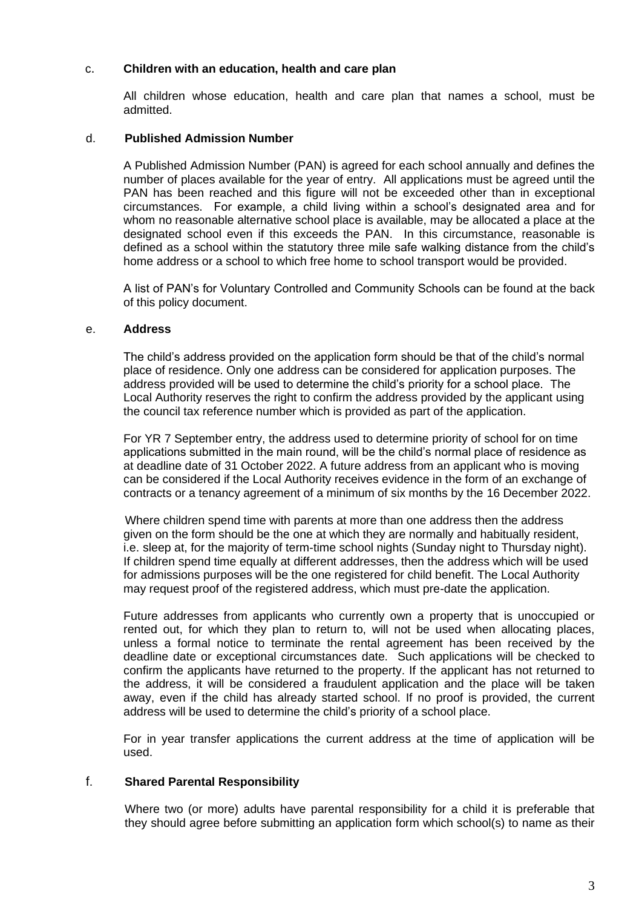c. **Children with an education, health and care plan**

All children whose education, health and care plan that names a school, must be admitted.

d. **Published Admission Number**

A Published Admission Number (PAN) is agreed for each school annually and defines the number of places available for the year of entry. All applications must be agreed until the PAN has been reached and this figure will not be exceeded other than in exceptional circumstances. For example, a child living within a school's designated area and for whom no reasonable alternative school place is available, may be allocated a place at the designated school even if this exceeds the PAN. In this circumstance, reasonable is defined as a school within the statutory three mile safe walking distance from the child's home address or a school to which free home to school transport would be provided.

A list of PAN's for Voluntary Controlled and Community Schools can be found at the back of this policy document.

e. **Address**

The child's address provided on the application form should be that of the child's normal place of residence. Only one address can be considered for application purposes. The address provided will be used to determine the child's priority for a school place. The Local Authority reserves the right to confirm the address provided by the applicant using the council tax reference number which is provided as part of the application.

For YR 7 September entry, the address used to determine priority of school for on time applications submitted in the main round, will be the child's normal place of residence as at deadline date of 31 October 2022. A future address from an applicant who is moving can be considered if the Local Authority receives evidence in the form of an exchange of contracts or a tenancy agreement of a minimum of six months by the 16 December 2022.

Where children spend time with parents at more than one address then the address given on the form should be the one at which they are normally and habitually resident, i.e. sleep at, for the majority of term-time school nights (Sunday night to Thursday night). If children spend time equally at different addresses, then the address which will be used for admissions purposes will be the one registered for child benefit. The Local Authority may request proof of the registered address, which must pre-date the application.

Future addresses from applicants who currently own a property that is unoccupied or rented out, for which they plan to return to, will not be used when allocating places, unless a formal notice to terminate the rental agreement has been received by the deadline date or exceptional circumstances date. Such applications will be checked to confirm the applicants have returned to the property. If the applicant has not returned to the address, it will be considered a fraudulent application and the place will be taken away, even if the child has already started school. If no proof is provided, the current address will be used to determine the child's priority of a school place.

For in year transfer applications the current address at the time of application will be used.

f. **Shared Parental Responsibility**

Where two (or more) adults have parental responsibility for a child it is preferable that they should agree before submitting an application form which school(s) to name as their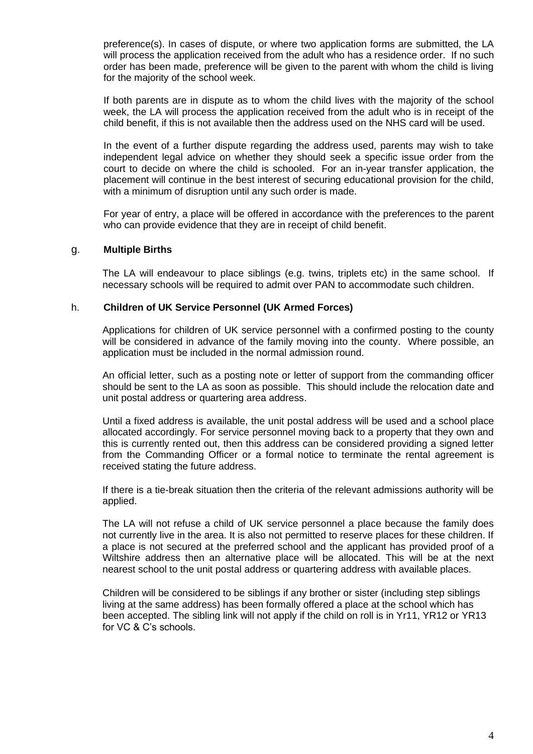preference(s). In cases of dispute, or where two application forms are submitted, the LA will process the application received from the adult who has a residence order. If no such order has been made, preference will be given to the parent with whom the child is living for the majority of the school week.

If both parents are in dispute as to whom the child lives with the majority of the school week, the LA will process the application received from the adult who is in receipt of the child benefit, if this is not available then the address used on the NHS card will be used.

In the event of a further dispute regarding the address used, parents may wish to take independent legal advice on whether they should seek a specific issue order from the court to decide on where the child is schooled. For an in-year transfer application, the placement will continue in the best interest of securing educational provision for the child, with a minimum of disruption until any such order is made.

For year of entry, a place will be offered in accordance with the preferences to the parent who can provide evidence that they are in receipt of child benefit.

g. **Multiple Births**

The LA will endeavour to place siblings (e.g. twins, triplets etc) in the same school. If necessary schools will be required to admit over PAN to accommodate such children.

h. **Children of UK Service Personnel (UK Armed Forces)**

Applications for children of UK service personnel with a confirmed posting to the county will be considered in advance of the family moving into the county. Where possible, an application must be included in the normal admission round.

An official letter, such as a posting note or letter of support from the commanding officer should be sent to the LA as soon as possible. This should include the relocation date and unit postal address or quartering area address.

Until a fixed address is available, the unit postal address will be used and a school place allocated accordingly. For service personnel moving back to a property that they own and this is currently rented out, then this address can be considered providing a signed letter from the Commanding Officer or a formal notice to terminate the rental agreement is received stating the future address.

If there is a tie-break situation then the criteria of the relevant admissions authority will be applied.

The LA will not refuse a child of UK service personnel a place because the family does not currently live in the area. It is also not permitted to reserve places for these children. If a place is not secured at the preferred school and the applicant has provided proof of a Wiltshire address then an alternative place will be allocated. This will be at the next nearest school to the unit postal address or quartering address with available places.

Children will be considered to be siblings if any brother or sister (including step siblings living at the same address) has been formally offered a place at the school which has been accepted. The sibling link will not apply if the child on roll is in Yr11, YR12 or YR13 for VC & C's schools.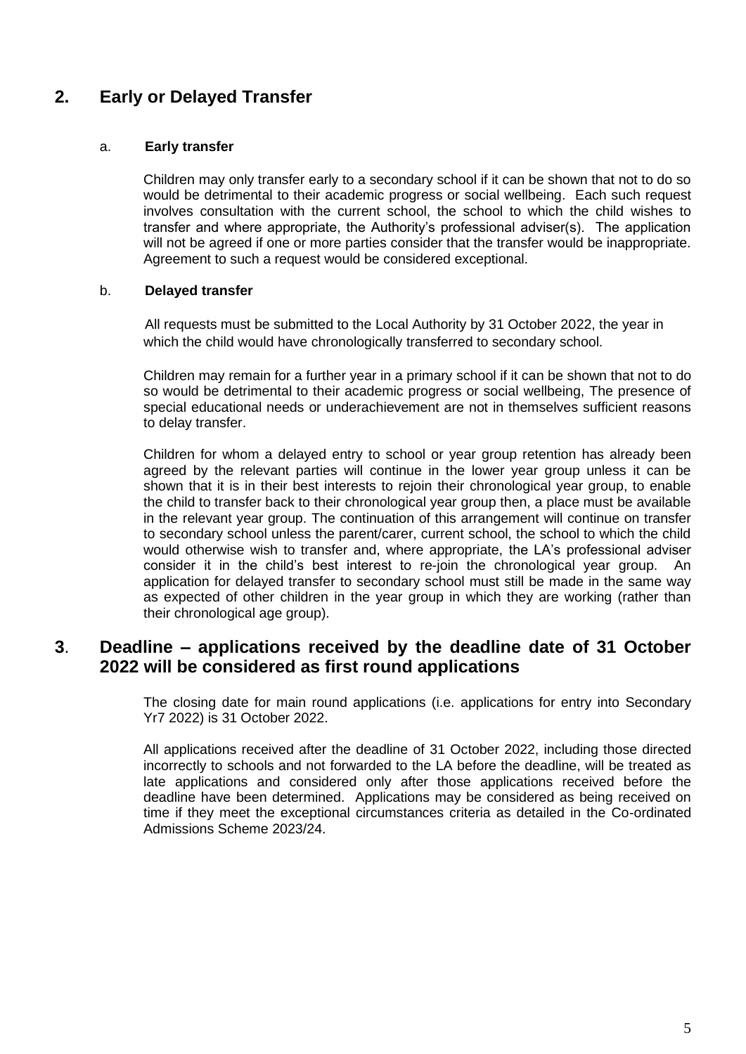## 2. Early or Delayed Transfer

### a. Early transfer

Children may only transfer early to a secondary school if it can be shown that not to do so would be detrimental to their academic progress or social wellbeing. Each such request involves consultation with the current school, the school to which the child wishes to transfer and where appropriate, the Authority's professional adviser(s). The application will not be agreed if one or more parties consider that the transfer would be inappropriate. Agreement to such a request would be considered exceptional.

### b. Delayed transfer

All requests must be submitted to the Local Authority by 31 October 2022, the year in which the child would have chronologically transferred to secondary school.

Children may remain for a further year in a primary school if it can be shown that not to do so would be detrimental to their academic progress or social wellbeing, The presence of special educational needs or underachievement are not in themselves sufficient reasons to delay transfer.

Children for whom a delayed entry to school or year group retention has already been agreed by the relevant parties will continue in the lower year group unless it can be shown that it is in their best interests to rejoin their chronological year group, to enable the child to transfer back to their chronological year group then, a place must be available in the relevant year group. The continuation of this arrangement will continue on transfer to secondary school unless the parent/carer, current school, the school to which the child would otherwise wish to transfer and, where appropriate, the LA's professional adviser consider it in the child's best interest to re-join the chronological year group. An application for delayed transfer to secondary school must still be made in the same way as expected of other children in the year group in which they are working (rather than their chronological age group).

## 3. Deadline – applications received by the deadline date of 31 October 2022 will be considered as first round applications

The closing date for main round applications (i.e. applications for entry into Secondary Yr7 2022) is 31 October 2022.

All applications received after the deadline of 31 October 2022, including those directed incorrectly to schools and not forwarded to the LA before the deadline, will be treated as late applications and considered only after those applications received before the deadline have been determined. Applications may be considered as being received on time if they meet the exceptional circumstances criteria as detailed in the Co-ordinated Admissions Scheme 2023/24.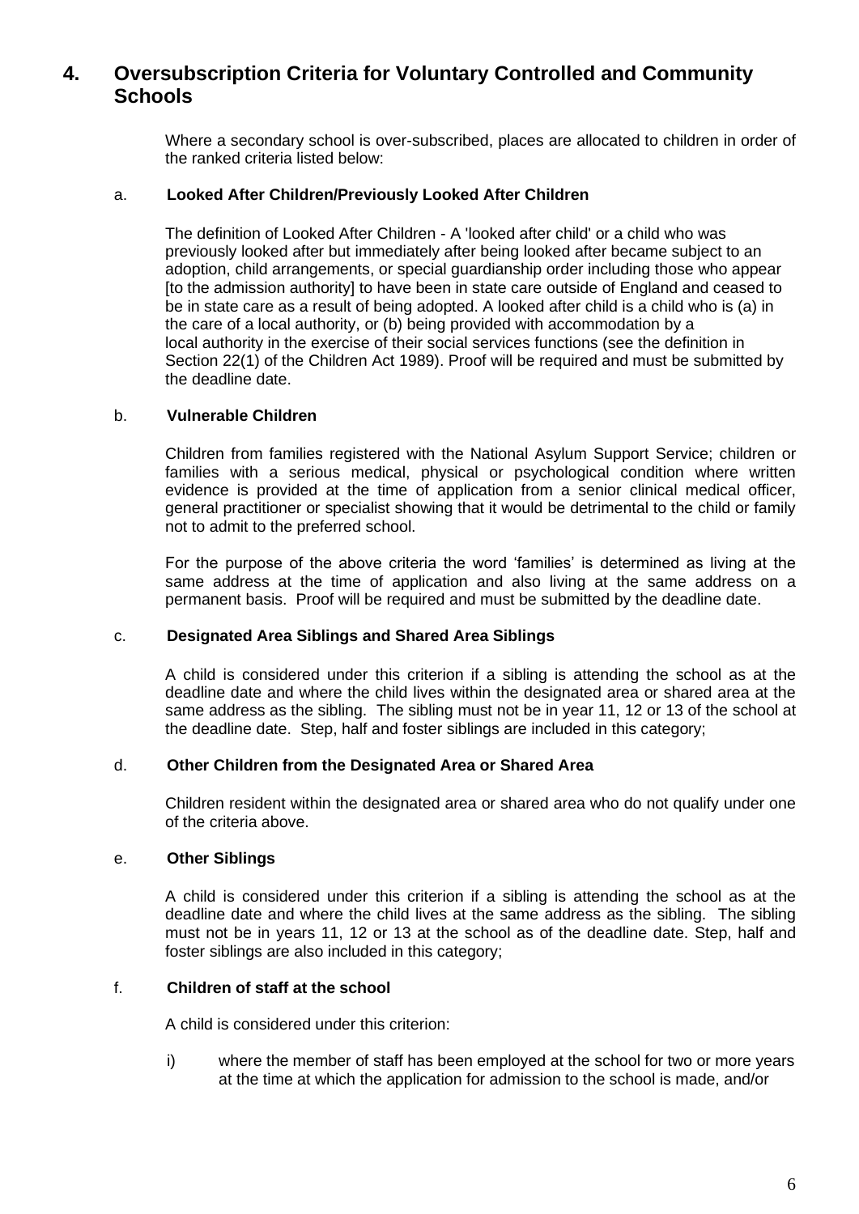## 4. Oversubscription Criteria for Voluntary Controlled and Community Schools

Where a secondary school is over-subscribed, places are allocated to children in order of the ranked criteria listed below:

### a. Looked After Children/Previously Looked After Children

The definition of Looked After Children - A 'looked after child' or a child who was previously looked after but immediately after being looked after became subject to an adoption, child arrangements, or special guardianship order including those who appear [to the admission authority] to have been in state care outside of England and ceased to be in state care as a result of being adopted. A looked after child is a child who is (a) in the care of a local authority, or (b) being provided with accommodation by a local authority in the exercise of their social services functions (see the definition in Section 22(1) of the Children Act 1989). Proof will be required and must be submitted by the deadline date.

### b. Vulnerable Children

Children from families registered with the National Asylum Support Service; children or families with a serious medical, physical or psychological condition where written evidence is provided at the time of application from a senior clinical medical officer, general practitioner or specialist showing that it would be detrimental to the child or family not to admit to the preferred school.

For the purpose of the above criteria the word 'families' is determined as living at the same address at the time of application and also living at the same address on a permanent basis. Proof will be required and must be submitted by the deadline date.

### c. Designated Area Siblings and Shared Area Siblings

A child is considered under this criterion if a sibling is attending the school as at the deadline date and where the child lives within the designated area or shared area at the same address as the sibling. The sibling must not be in year 11, 12 or 13 of the school at the deadline date. Step, half and foster siblings are included in this category;

### d. Other Children from the Designated Area or Shared Area

Children resident within the designated area or shared area who do not qualify under one of the criteria above.

### e. Other Siblings

A child is considered under this criterion if a sibling is attending the school as at the deadline date and where the child lives at the same address as the sibling. The sibling must not be in years 11, 12 or 13 at the school as of the deadline date. Step, half and foster siblings are also included in this category;

### f. Children of staff at the school

A child is considered under this criterion:

i) where the member of staff has been employed at the school for two or more years at the time at which the application for admission to the school is made, and/or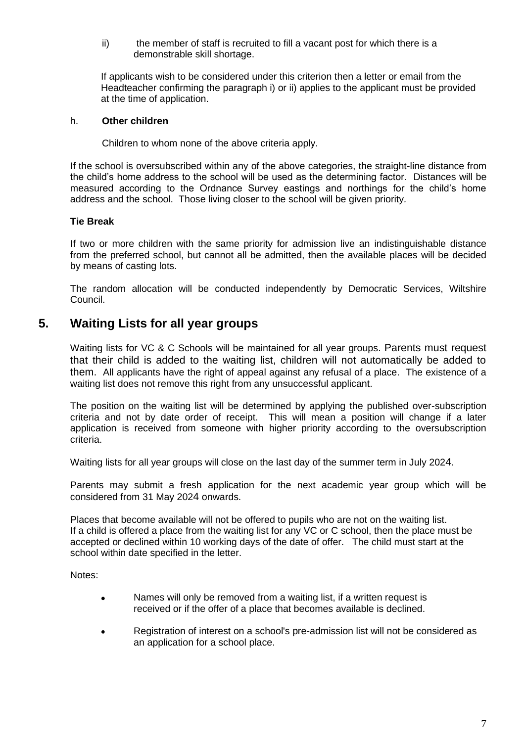ii) the member of staff is recruited to fill a vacant post for which there is a demonstrable skill shortage.

If applicants wish to be considered under this criterion then a letter or email from the Headteacher confirming the paragraph i) or ii) applies to the applicant must be provided at the time of application.

h. **Other children**

Children to whom none of the above criteria apply.

If the school is oversubscribed within any of the above categories, the straight-line distance from the child's home address to the school will be used as the determining factor. Distances will be measured according to the Ordnance Survey eastings and northings for the child's home address and the school. Those living closer to the school will be given priority.

**Tie Break**

If two or more children with the same priority for admission live an indistinguishable distance from the preferred school, but cannot all be admitted, then the available places will be decided by means of casting lots.

The random allocation will be conducted independently by Democratic Services, Wiltshire Council.

## 5. Waiting Lists for all year groups

Waiting lists for VC & C Schools will be maintained for all year groups. Parents must request that their child is added to the waiting list, children will not automatically be added to them. All applicants have the right of appeal against any refusal of a place. The existence of a waiting list does not remove this right from any unsuccessful applicant.

The position on the waiting list will be determined by applying the published over-subscription criteria and not by date order of receipt. This will mean a position will change if a later application is received from someone with higher priority according to the oversubscription criteria.

Waiting lists for all year groups will close on the last day of the summer term in July 2024.

Parents may submit a fresh application for the next academic year group which will be considered from 31 May 2024 onwards.

Places that become available will not be offered to pupils who are not on the waiting list. If a child is offered a place from the waiting list for any VC or C school, then the place must be accepted or declined within 10 working days of the date of offer. The child must start at the school within date specified in the letter.

Notes:

- Names will only be removed from a waiting list, if a written request is received or if the offer of a place that becomes available is declined.
- Registration of interest on a school's pre-admission list will not be considered as an application for a school place.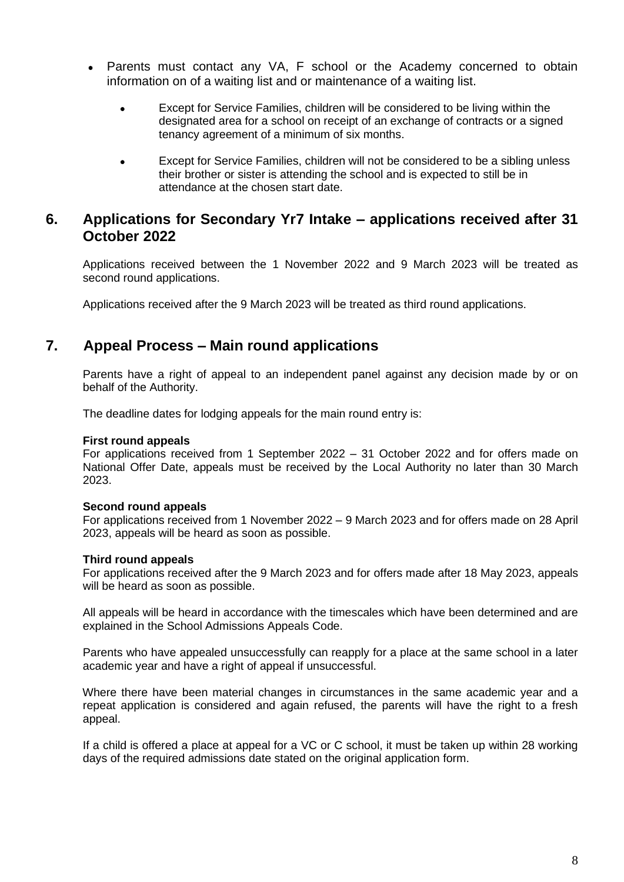- Parents must contact any VA, F school or the Academy concerned to obtain information on of a waiting list and or maintenance of a waiting list.

    - Except for Service Families, children will be considered to be living within the designated area for a school on receipt of an exchange of contracts or a signed tenancy agreement of a minimum of six months.

    - Except for Service Families, children will not be considered to be a sibling unless their brother or sister is attending the school and is expected to still be in attendance at the chosen start date.

## 6. Applications for Secondary Yr7 Intake – applications received after 31 October 2022

Applications received between the 1 November 2022 and 9 March 2023 will be treated as second round applications.

Applications received after the 9 March 2023 will be treated as third round applications.

## 7. Appeal Process – Main round applications

Parents have a right of appeal to an independent panel against any decision made by or on behalf of the Authority.

The deadline dates for lodging appeals for the main round entry is:

**First round appeals**
For applications received from 1 September 2022 – 31 October 2022 and for offers made on National Offer Date, appeals must be received by the Local Authority no later than 30 March 2023.

**Second round appeals**
For applications received from 1 November 2022 – 9 March 2023 and for offers made on 28 April 2023, appeals will be heard as soon as possible.

**Third round appeals**
For applications received after the 9 March 2023 and for offers made after 18 May 2023, appeals will be heard as soon as possible.

All appeals will be heard in accordance with the timescales which have been determined and are explained in the School Admissions Appeals Code.

Parents who have appealed unsuccessfully can reapply for a place at the same school in a later academic year and have a right of appeal if unsuccessful.

Where there have been material changes in circumstances in the same academic year and a repeat application is considered and again refused, the parents will have the right to a fresh appeal.

If a child is offered a place at appeal for a VC or C school, it must be taken up within 28 working days of the required admissions date stated on the original application form.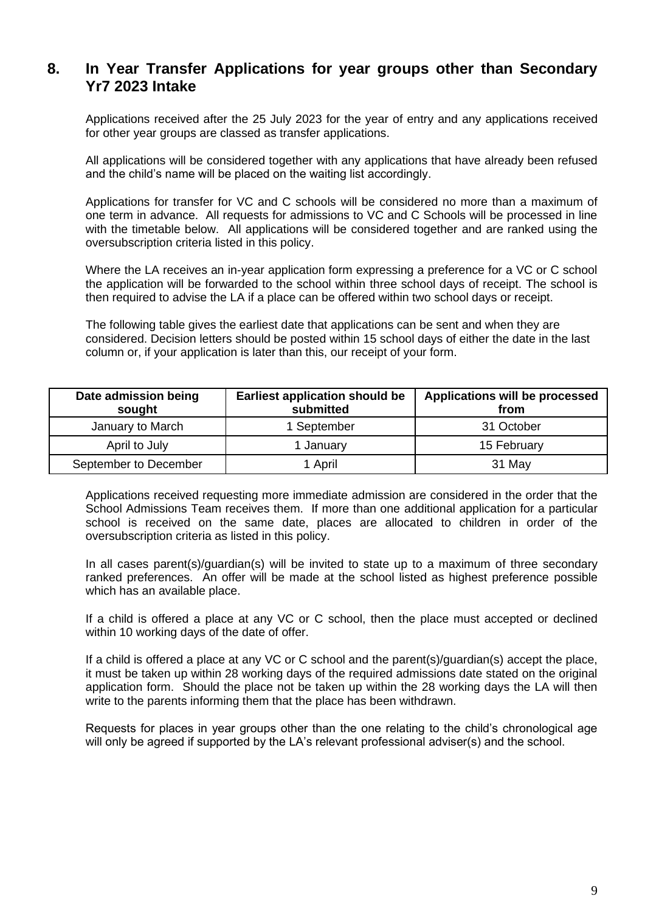## 8. In Year Transfer Applications for year groups other than Secondary Yr7 2023 Intake

Applications received after the 25 July 2023 for the year of entry and any applications received for other year groups are classed as transfer applications.

All applications will be considered together with any applications that have already been refused and the child's name will be placed on the waiting list accordingly.

Applications for transfer for VC and C schools will be considered no more than a maximum of one term in advance. All requests for admissions to VC and C Schools will be processed in line with the timetable below. All applications will be considered together and are ranked using the oversubscription criteria listed in this policy.

Where the LA receives an in-year application form expressing a preference for a VC or C school the application will be forwarded to the school within three school days of receipt. The school is then required to advise the LA if a place can be offered within two school days or receipt.

The following table gives the earliest date that applications can be sent and when they are considered. Decision letters should be posted within 15 school days of either the date in the last column or, if your application is later than this, our receipt of your form.

| Date admission being sought | Earliest application should be submitted | Applications will be processed from |
|---|---|---|
| January to March | 1 September | 31 October |
| April to July | 1 January | 15 February |
| September to December | 1 April | 31 May |

Applications received requesting more immediate admission are considered in the order that the School Admissions Team receives them. If more than one additional application for a particular school is received on the same date, places are allocated to children in order of the oversubscription criteria as listed in this policy.

In all cases parent(s)/guardian(s) will be invited to state up to a maximum of three secondary ranked preferences. An offer will be made at the school listed as highest preference possible which has an available place.

If a child is offered a place at any VC or C school, then the place must accepted or declined within 10 working days of the date of offer.

If a child is offered a place at any VC or C school and the parent(s)/guardian(s) accept the place, it must be taken up within 28 working days of the required admissions date stated on the original application form. Should the place not be taken up within the 28 working days the LA will then write to the parents informing them that the place has been withdrawn.

Requests for places in year groups other than the one relating to the child's chronological age will only be agreed if supported by the LA's relevant professional adviser(s) and the school.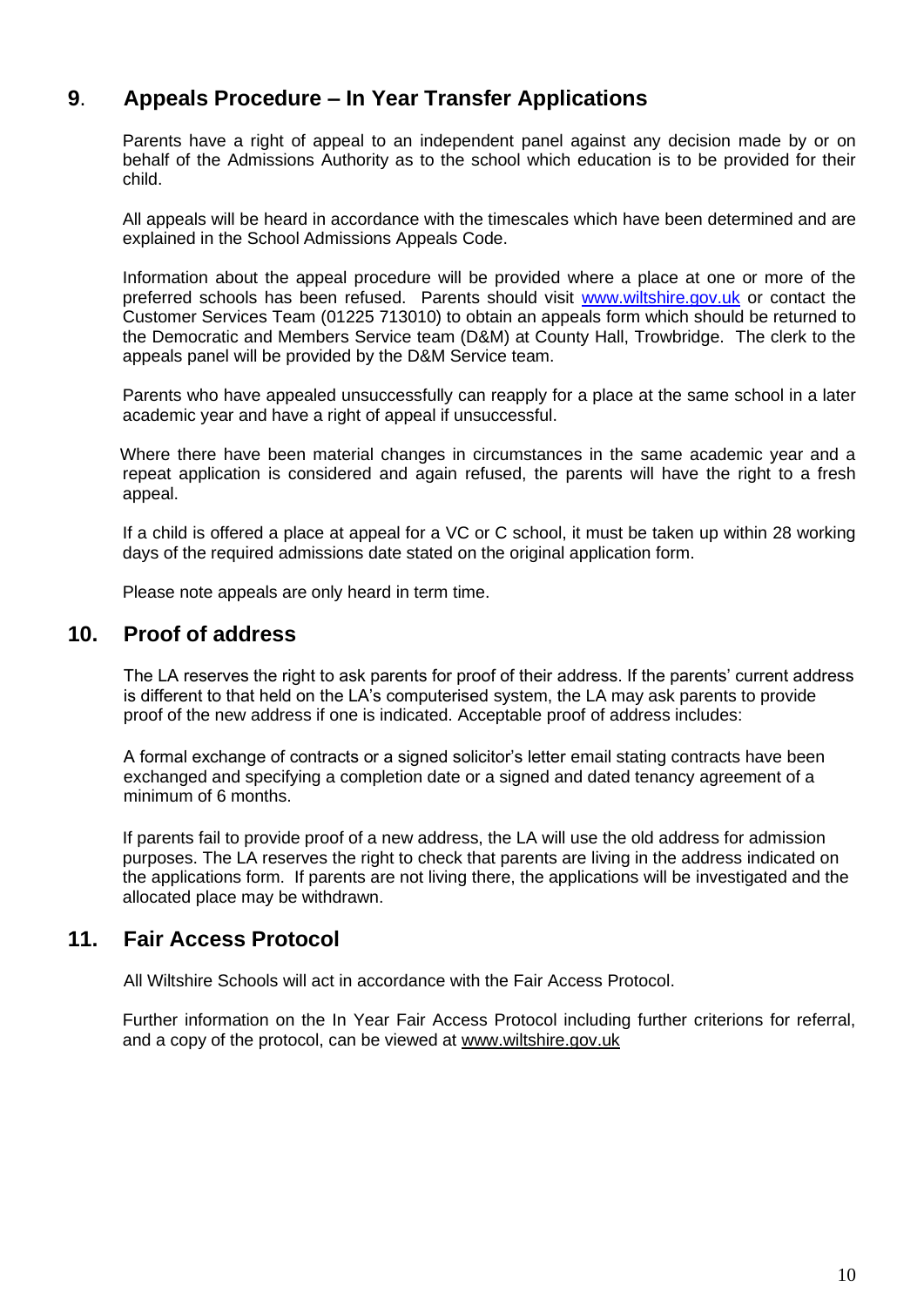## 9. Appeals Procedure – In Year Transfer Applications

Parents have a right of appeal to an independent panel against any decision made by or on behalf of the Admissions Authority as to the school which education is to be provided for their child.

All appeals will be heard in accordance with the timescales which have been determined and are explained in the School Admissions Appeals Code.

Information about the appeal procedure will be provided where a place at one or more of the preferred schools has been refused. Parents should visit www.wiltshire.gov.uk or contact the Customer Services Team (01225 713010) to obtain an appeals form which should be returned to the Democratic and Members Service team (D&M) at County Hall, Trowbridge. The clerk to the appeals panel will be provided by the D&M Service team.

Parents who have appealed unsuccessfully can reapply for a place at the same school in a later academic year and have a right of appeal if unsuccessful.

Where there have been material changes in circumstances in the same academic year and a repeat application is considered and again refused, the parents will have the right to a fresh appeal.

If a child is offered a place at appeal for a VC or C school, it must be taken up within 28 working days of the required admissions date stated on the original application form.

Please note appeals are only heard in term time.

## 10. Proof of address

The LA reserves the right to ask parents for proof of their address. If the parents' current address is different to that held on the LA's computerised system, the LA may ask parents to provide proof of the new address if one is indicated. Acceptable proof of address includes:

A formal exchange of contracts or a signed solicitor's letter email stating contracts have been exchanged and specifying a completion date or a signed and dated tenancy agreement of a minimum of 6 months.

If parents fail to provide proof of a new address, the LA will use the old address for admission purposes. The LA reserves the right to check that parents are living in the address indicated on the applications form. If parents are not living there, the applications will be investigated and the allocated place may be withdrawn.

## 11. Fair Access Protocol

All Wiltshire Schools will act in accordance with the Fair Access Protocol.

Further information on the In Year Fair Access Protocol including further criterions for referral, and a copy of the protocol, can be viewed at www.wiltshire.gov.uk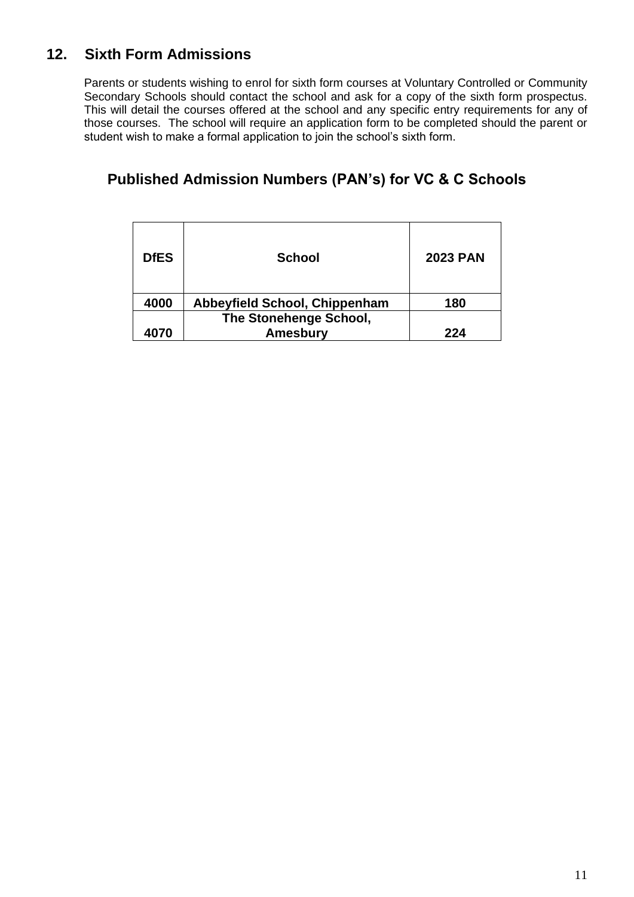## 12. Sixth Form Admissions

Parents or students wishing to enrol for sixth form courses at Voluntary Controlled or Community Secondary Schools should contact the school and ask for a copy of the sixth form prospectus. This will detail the courses offered at the school and any specific entry requirements for any of those courses. The school will require an application form to be completed should the parent or student wish to make a formal application to join the school's sixth form.

## Published Admission Numbers (PAN's) for VC & C Schools

| DfES | School | 2023 PAN |
|---|---|---|
| 4000 | Abbeyfield School, Chippenham | 180 |
| 4070 | The Stonehenge School, Amesbury | 224 |